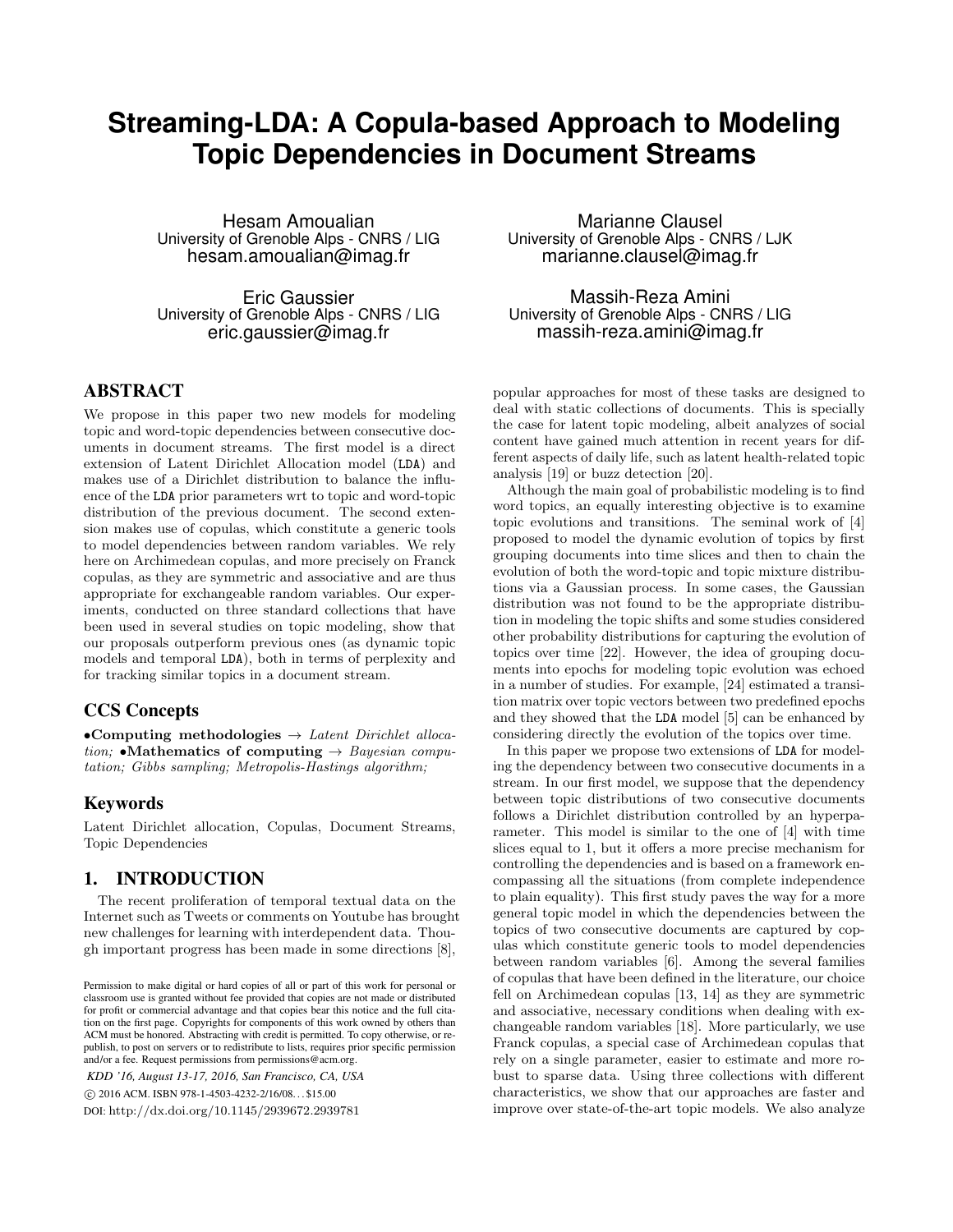# Streaming-LDA: A Copula-based Approach to Modeling Topic Dependencies in Document Streams

Hesam Amoualian
University of Grenoble Alps - CNRS / LIG
hesam.amoualian@imag.fr

Marianne Clausel
University of Grenoble Alps - CNRS / LJK
marianne.clausel@imag.fr

Eric Gaussier
University of Grenoble Alps - CNRS / LIG
eric.gaussier@imag.fr

Massih-Reza Amini
University of Grenoble Alps - CNRS / LIG
massih-reza.amini@imag.fr

## ABSTRACT

We propose in this paper two new models for modeling topic and word-topic dependencies between consecutive documents in document streams. The first model is a direct extension of Latent Dirichlet Allocation model (LDA) and makes use of a Dirichlet distribution to balance the influence of the LDA prior parameters wrt to topic and word-topic distribution of the previous document. The second extension makes use of copulas, which constitute a generic tools to model dependencies between random variables. We rely here on Archimedean copulas, and more precisely on Franck copulas, as they are symmetric and associative and are thus appropriate for exchangeable random variables. Our experiments, conducted on three standard collections that have been used in several studies on topic modeling, show that our proposals outperform previous ones (as dynamic topic models and temporal LDA), both in terms of perplexity and for tracking similar topics in a document stream.

### CCS Concepts

•**Computing methodologies** → *Latent Dirichlet allocation;* •**Mathematics of computing** → *Bayesian computation; Gibbs sampling; Metropolis-Hastings algorithm;*

### Keywords

Latent Dirichlet allocation, Copulas, Document Streams, Topic Dependencies

## 1. INTRODUCTION

The recent proliferation of temporal textual data on the Internet such as Tweets or comments on Youtube has brought new challenges for learning with interdependent data. Though important progress has been made in some directions [8], popular approaches for most of these tasks are designed to deal with static collections of documents. This is specially the case for latent topic modeling, albeit analyzes of social content have gained much attention in recent years for different aspects of daily life, such as latent health-related topic analysis [19] or buzz detection [20].

Although the main goal of probabilistic modeling is to find word topics, an equally interesting objective is to examine topic evolutions and transitions. The seminal work of [4] proposed to model the dynamic evolution of topics by first grouping documents into time slices and then to chain the evolution of both the word-topic and topic mixture distributions via a Gaussian process. In some cases, the Gaussian distribution was not found to be the appropriate distribution in modeling the topic shifts and some studies considered other probability distributions for capturing the evolution of topics over time [22]. However, the idea of grouping documents into epochs for modeling topic evolution was echoed in a number of studies. For example, [24] estimated a transition matrix over topic vectors between two predefined epochs and they showed that the LDA model [5] can be enhanced by considering directly the evolution of the topics over time.

In this paper we propose two extensions of LDA for modeling the dependency between two consecutive documents in a stream. In our first model, we suppose that the dependency between topic distributions of two consecutive documents follows a Dirichlet distribution controlled by an hyperparameter. This model is similar to the one of [4] with time slices equal to 1, but it offers a more precise mechanism for controlling the dependencies and is based on a framework encompassing all the situations (from complete independence to plain equality). This first study paves the way for a more general topic model in which the dependencies between the topics of two consecutive documents are captured by copulas which constitute generic tools to model dependencies between random variables [6]. Among the several families of copulas that have been defined in the literature, our choice fell on Archimedean copulas [13, 14] as they are symmetric and associative, necessary conditions when dealing with exchangeable random variables [18]. More particularly, we use Franck copulas, a special case of Archimedean copulas that rely on a single parameter, easier to estimate and more robust to sparse data. Using three collections with different characteristics, we show that our approaches are faster and improve over state-of-the-art topic models. We also analyze

Permission to make digital or hard copies of all or part of this work for personal or classroom use is granted without fee provided that copies are not made or distributed for profit or commercial advantage and that copies bear this notice and the full citation on the first page. Copyrights for components of this work owned by others than ACM must be honored. Abstracting with credit is permitted. To copy otherwise, or republish, to post on servers or to redistribute to lists, requires prior specific permission and/or a fee. Request permissions from permissions@acm.org.

*KDD '16, August 13-17, 2016, San Francisco, CA, USA*
© 2016 ACM. ISBN 978-1-4503-4232-2/16/08...$15.00
DOI: http://dx.doi.org/10.1145/2939672.2939781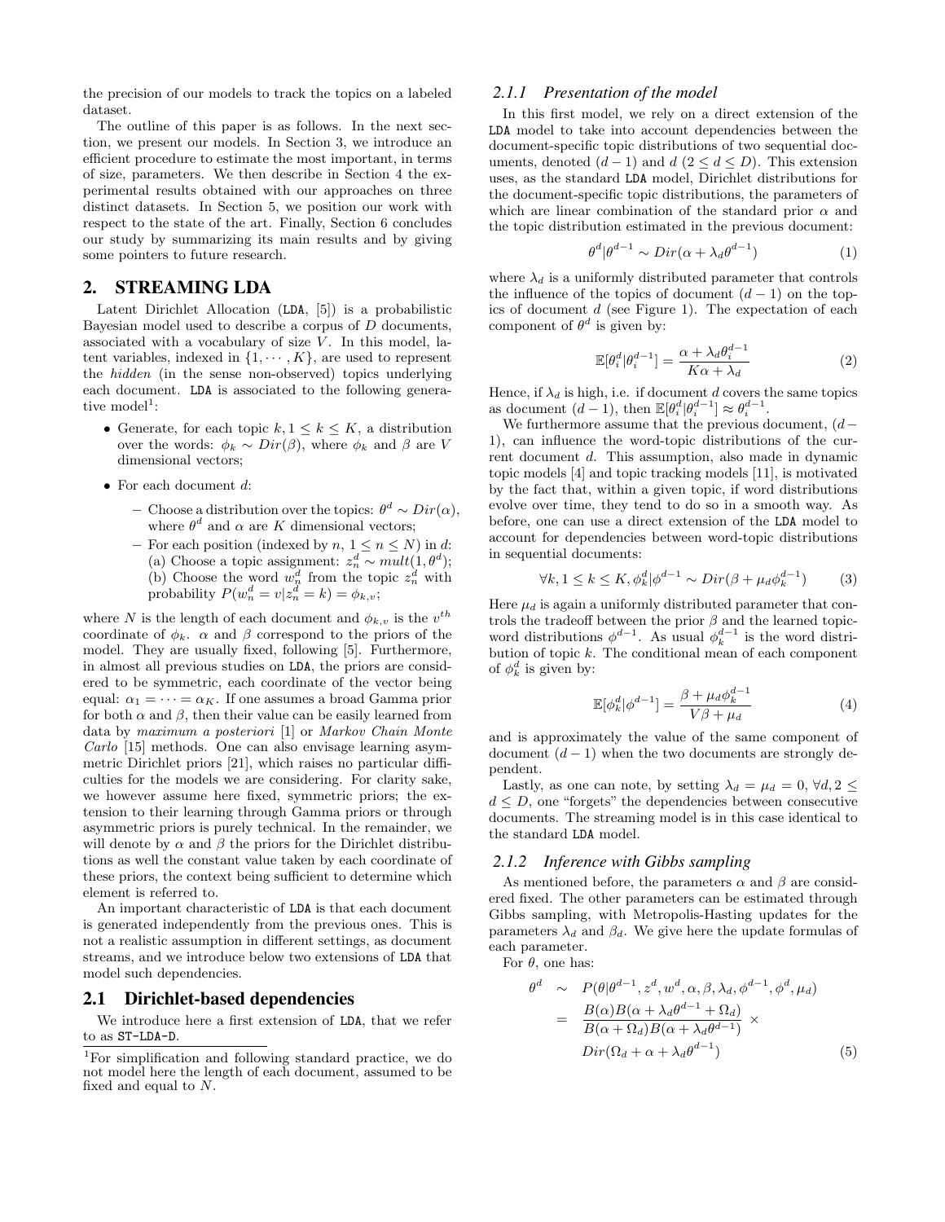the precision of our models to track the topics on a labeled dataset.

The outline of this paper is as follows. In the next section, we present our models. In Section 3, we introduce an efficient procedure to estimate the most important, in terms of size, parameters. We then describe in Section 4 the experimental results obtained with our approaches on three distinct datasets. In Section 5, we position our work with respect to the state of the art. Finally, Section 6 concludes our study by summarizing its main results and by giving some pointers to future research.

## 2. STREAMING LDA

Latent Dirichlet Allocation (LDA, [5]) is a probabilistic Bayesian model used to describe a corpus of $D$ documents, associated with a vocabulary of size $V$. In this model, latent variables, indexed in $\{1, \cdots, K\}$, are used to represent the *hidden* (in the sense non-observed) topics underlying each document. LDA is associated to the following generative model[1]:

- Generate, for each topic $k, 1 \leq k \leq K$, a distribution over the words: $\phi_k \sim Dir(\beta)$, where $\phi_k$ and $\beta$ are $V$ dimensional vectors;
- For each document $d$:
  - Choose a distribution over the topics: $\theta^d \sim Dir(\alpha)$, where $\theta^d$ and $\alpha$ are $K$ dimensional vectors;
  - For each position (indexed by $n$, $1 \leq n \leq N$) in $d$: (a) Choose a topic assignment: $z_n^d \sim mult(1, \theta^d)$; (b) Choose the word $w_n^d$ from the topic $z_n^d$ with probability $P(w_n^d = v | z_n^d = k) = \phi_{k,v}$;

where $N$ is the length of each document and $\phi_{k,v}$ is the $v^{th}$ coordinate of $\phi_k$. $\alpha$ and $\beta$ correspond to the priors of the model. They are usually fixed, following [5]. Furthermore, in almost all previous studies on LDA, the priors are considered to be symmetric, each coordinate of the vector being equal: $\alpha_1 = \cdots = \alpha_K$. If one assumes a broad Gamma prior for both $\alpha$ and $\beta$, then their value can be easily learned from data by *maximum a posteriori* [1] or *Markov Chain Monte Carlo* [15] methods. One can also envisage learning asymmetric Dirichlet priors [21], which raises no particular difficulties for the models we are considering. For clarity sake, we however assume here fixed, symmetric priors; the extension to their learning through Gamma priors or through asymmetric priors is purely technical. In the remainder, we will denote by $\alpha$ and $\beta$ the priors for the Dirichlet distributions as well the constant value taken by each coordinate of these priors, the context being sufficient to determine which element is referred to.

An important characteristic of LDA is that each document is generated independently from the previous ones. This is not a realistic assumption in different settings, as document streams, and we introduce below two extensions of LDA that model such dependencies.

### 2.1 Dirichlet-based dependencies

We introduce here a first extension of LDA, that we refer to as ST-LDA-D.

[1] For simplification and following standard practice, we do not model here the length of each document, assumed to be fixed and equal to $N$.

#### 2.1.1 Presentation of the model

In this first model, we rely on a direct extension of the LDA model to take into account dependencies between the document-specific topic distributions of two sequential documents, denoted $(d-1)$ and $d$ $(2 \leq d \leq D)$. This extension uses, as the standard LDA model, Dirichlet distributions for the document-specific topic distributions, the parameters of which are linear combination of the standard prior $\alpha$ and the topic distribution estimated in the previous document:

$$\theta^d | \theta^{d-1} \sim Dir(\alpha + \lambda_d \theta^{d-1}) \tag{1}$$

where $\lambda_d$ is a uniformly distributed parameter that controls the influence of the topics of document $(d-1)$ on the topics of document $d$ (see Figure 1). The expectation of each component of $\theta^d$ is given by:

$$\mathbb{E}[\theta_i^d | \theta_i^{d-1}] = \frac{\alpha + \lambda_d \theta_i^{d-1}}{K\alpha + \lambda_d} \tag{2}$$

Hence, if $\lambda_d$ is high, i.e. if document $d$ covers the same topics as document $(d-1)$, then $\mathbb{E}[\theta_i^d | \theta_i^{d-1}] \approx \theta_i^{d-1}$.

We furthermore assume that the previous document, $(d-1)$, can influence the word-topic distributions of the current document $d$. This assumption, also made in dynamic topic models [4] and topic tracking models [11], is motivated by the fact that, within a given topic, if word distributions evolve over time, they tend to do so in a smooth way. As before, one can use a direct extension of the LDA model to account for dependencies between word-topic distributions in sequential documents:

$$\forall k, 1 \leq k \leq K, \phi_k^d | \phi^{d-1} \sim Dir(\beta + \mu_d \phi_k^{d-1}) \tag{3}$$

Here $\mu_d$ is again a uniformly distributed parameter that controls the tradeoff between the prior $\beta$ and the learned topic-word distributions $\phi^{d-1}$. As usual $\phi_k^{d-1}$ is the word distribution of topic $k$. The conditional mean of each component of $\phi_k^d$ is given by:

$$\mathbb{E}[\phi_k^d | \phi^{d-1}] = \frac{\beta + \mu_d \phi_k^{d-1}}{V\beta + \mu_d} \tag{4}$$

and is approximately the value of the same component of document $(d-1)$ when the two documents are strongly dependent.

Lastly, as one can note, by setting $\lambda_d = \mu_d = 0$, $\forall d, 2 \leq d \leq D$, one "forgets" the dependencies between consecutive documents. The streaming model is in this case identical to the standard LDA model.

#### 2.1.2 Inference with Gibbs sampling

As mentioned before, the parameters $\alpha$ and $\beta$ are considered fixed. The other parameters can be estimated through Gibbs sampling, with Metropolis-Hasting updates for the parameters $\lambda_d$ and $\beta_d$. We give here the update formulas of each parameter.

For $\theta$, one has:

$$\begin{aligned}
\theta^d \quad &\sim \quad P(\theta | \theta^{d-1}, z^d, w^d, \alpha, \beta, \lambda_d, \phi^{d-1}, \phi^d, \mu_d) \\
&= \quad \frac{B(\alpha) B(\alpha + \lambda_d \theta^{d-1} + \Omega_d)}{B(\alpha + \Omega_d) B(\alpha + \lambda_d \theta^{d-1})} \times \\
&\quad\quad Dir(\Omega_d + \alpha + \lambda_d \theta^{d-1})
\end{aligned} \tag{5}$$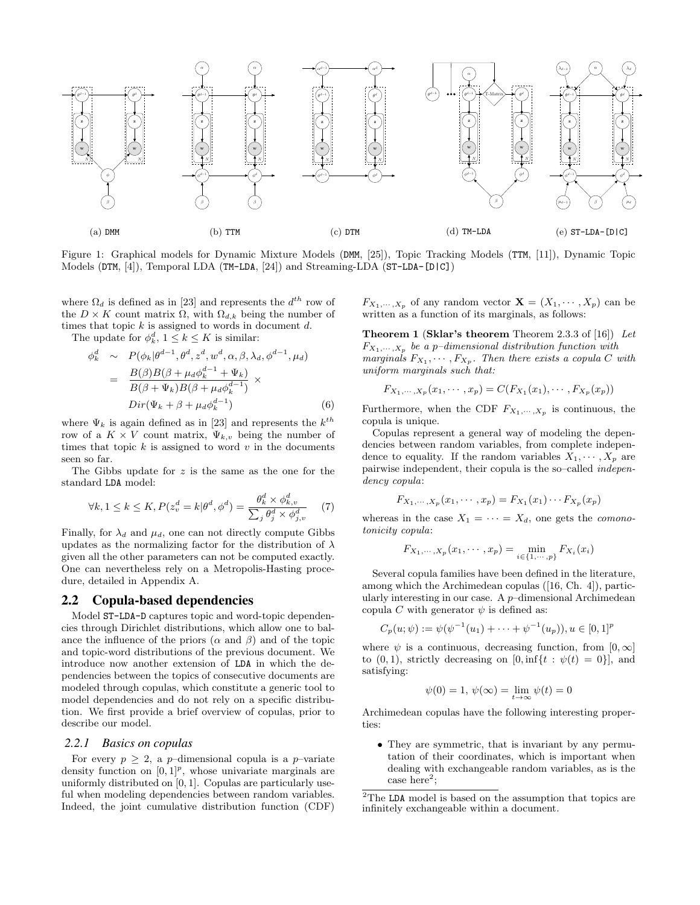(a) DMM (b) TTM (c) DTM (d) TM-LDA (e) ST-LDA-[D|C]

Figure 1: Graphical models for Dynamic Mixture Models (DMM, [25]), Topic Tracking Models (TTM, [11]), Dynamic Topic Models (DTM, [4]), Temporal LDA (TM-LDA, [24]) and Streaming-LDA (ST-LDA-[D|C])

where $\Omega_d$ is defined as in [23] and represents the $d^{th}$ row of the $D \times K$ count matrix $\Omega$, with $\Omega_{d,k}$ being the number of times that topic $k$ is assigned to words in document $d$.

The update for $\phi_k^d$, $1 \leq k \leq K$ is similar:

$$\begin{aligned}
\phi_k^d &\sim P(\phi_k|\theta^{d-1}, \theta^d, z^d, w^d, \alpha, \beta, \lambda_d, \phi^{d-1}, \mu_d) \\
&= \frac{B(\beta)B(\beta + \mu_d \phi_k^{d-1} + \Psi_k)}{B(\beta + \Psi_k)B(\beta + \mu_d \phi_k^{d-1})} \times \\
&\quad Dir(\Psi_k + \beta + \mu_d \phi_k^{d-1}) \qquad (6)
\end{aligned}$$

where $\Psi_k$ is again defined as in [23] and represents the $k^{th}$ row of a $K \times V$ count matrix, $\Psi_{k,v}$ being the number of times that topic $k$ is assigned to word $v$ in the documents seen so far.

The Gibbs update for $z$ is the same as the one for the standard LDA model:

$$\forall k, 1 \leq k \leq K, P(z_v^d = k|\theta^d, \phi^d) = \frac{\theta_k^d \times \phi_{k,v}^d}{\sum_j \theta_j^d \times \phi_{j,v}^d} \qquad (7)$$

Finally, for $\lambda_d$ and $\mu_d$, one can not directly compute Gibbs updates as the normalizing factor for the distribution of $\lambda$ given all the other parameters can not be computed exactly. One can nevertheless rely on a Metropolis-Hasting procedure, detailed in Appendix A.

## 2.2 Copula-based dependencies

Model ST-LDA-D captures topic and word-topic dependencies through Dirichlet distributions, which allow one to balance the influence of the priors ($\alpha$ and $\beta$) and of the topic and topic-word distributions of the previous document. We introduce now another extension of LDA in which the dependencies between the topics of consecutive documents are modeled through copulas, which constitute a generic tool to model dependencies and do not rely on a specific distribution. We first provide a brief overview of copulas, prior to describe our model.

### 2.2.1 Basics on copulas

For every $p \geq 2$, a $p$–dimensional copula is a $p$–variate density function on $[0, 1]^p$, whose univariate marginals are uniformly distributed on $[0, 1]$. Copulas are particularly useful when modeling dependencies between random variables. Indeed, the joint cumulative distribution function (CDF) $F_{X_1,\cdots,X_p}$ of any random vector $\mathbf{X} = (X_1, \cdots, X_p)$ can be written as a function of its marginals, as follows:

**Theorem 1** (**Sklar's theorem** Theorem 2.3.3 of [16]) *Let $F_{X_1,\cdots,X_p}$ be a $p$–dimensional distribution function with marginals $F_{X_1}, \cdots, F_{X_p}$. Then there exists a copula $C$ with uniform marginals such that:*

$$F_{X_1,\cdots,X_p}(x_1, \cdots, x_p) = C(F_{X_1}(x_1), \cdots, F_{X_p}(x_p))$$

Furthermore, when the CDF $F_{X_1,\cdots,X_p}$ is continuous, the copula is unique.

Copulas represent a general way of modeling the dependencies between random variables, from complete independence to equality. If the random variables $X_1, \cdots, X_p$ are pairwise independent, their copula is the so–called *independency copula*:

$$F_{X_1,\cdots,X_p}(x_1, \cdots, x_p) = F_{X_1}(x_1) \cdots F_{X_p}(x_p)$$

whereas in the case $X_1 = \cdots = X_d$, one gets the *comonotonicity copula*:

$$F_{X_1,\cdots,X_p}(x_1, \cdots, x_p) = \min_{i \in \{1,\cdots,p\}} F_{X_i}(x_i)$$

Several copula families have been defined in the literature, among which the Archimedean copulas ([16, Ch. 4]), particularly interesting in our case. A $p$–dimensional Archimedean copula $C$ with generator $\psi$ is defined as:

$$C_p(u; \psi) := \psi(\psi^{-1}(u_1) + \cdots + \psi^{-1}(u_p)), u \in [0, 1]^p$$

where $\psi$ is a continuous, decreasing function, from $[0, \infty]$ to $(0, 1)$, strictly decreasing on $[0, \inf\{t : \psi(t) = 0\}]$, and satisfying:

$$\psi(0) = 1, \ \psi(\infty) = \lim_{t \to \infty} \psi(t) = 0$$

Archimedean copulas have the following interesting properties:

- They are symmetric, that is invariant by any permutation of their coordinates, which is important when dealing with exchangeable random variables, as is the case here[2];

[2]The LDA model is based on the assumption that topics are infinitely exchangeable within a document.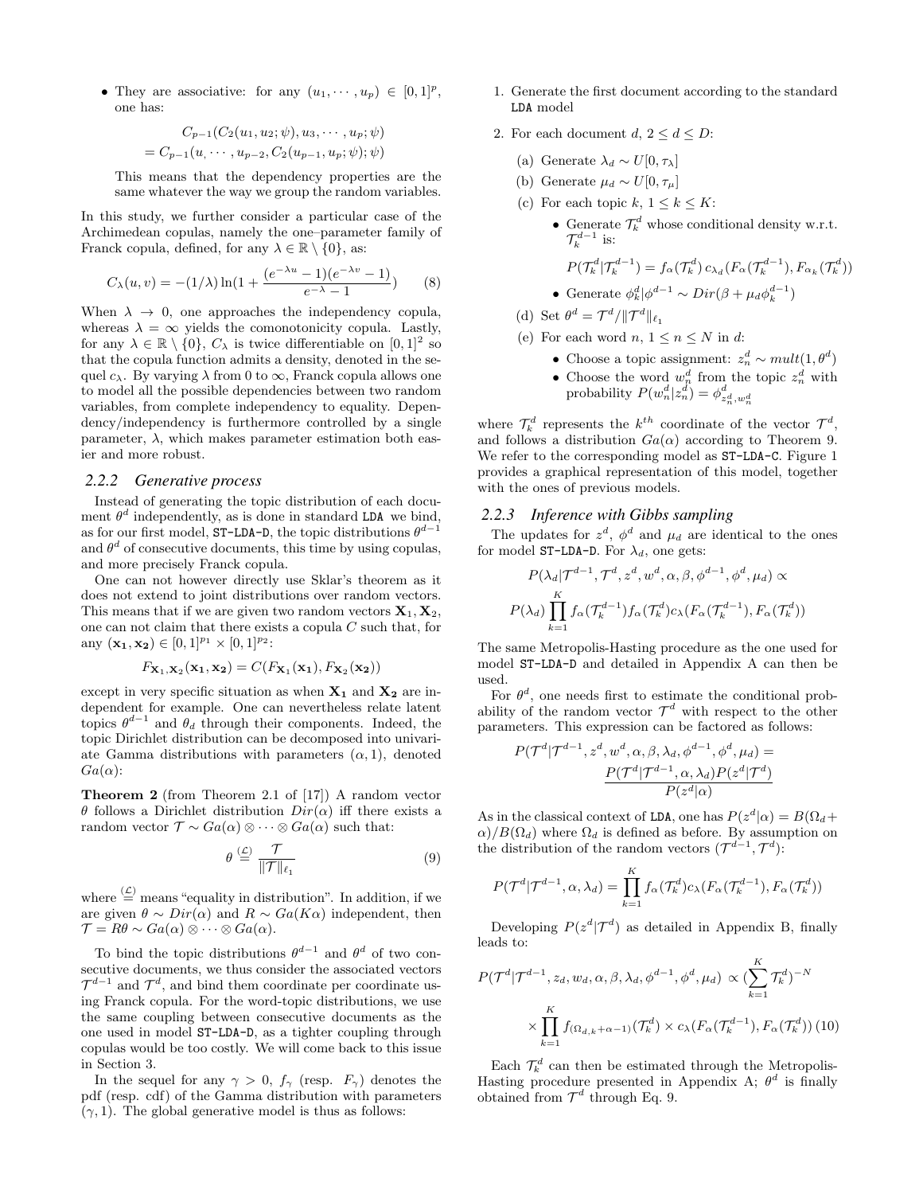- They are associative: for any $(u_1, \cdots, u_p) \in [0,1]^p$, one has:

$$C_{p-1}(C_2(u_1, u_2; \psi), u_3, \cdots, u_p; \psi)$$
$$= C_{p-1}(u, \cdots, u_{p-2}, C_2(u_{p-1}, u_p; \psi); \psi)$$

This means that the dependency properties are the same whatever the way we group the random variables.

In this study, we further consider a particular case of the Archimedean copulas, namely the one–parameter family of Franck copula, defined, for any $\lambda \in \mathbb{R} \setminus \{0\}$, as:

$$C_\lambda(u, v) = -(1/\lambda) \ln(1 + \frac{(e^{-\lambda u} - 1)(e^{-\lambda v} - 1)}{e^{-\lambda} - 1}) \tag{8}$$

When $\lambda \to 0$, one approaches the independency copula, whereas $\lambda = \infty$ yields the comonotonicity copula. Lastly, for any $\lambda \in \mathbb{R} \setminus \{0\}$, $C_\lambda$ is twice differentiable on $[0,1]^2$ so that the copula function admits a density, denoted in the sequel $c_\lambda$. By varying $\lambda$ from 0 to $\infty$, Franck copula allows one to model all the possible dependencies between two random variables, from complete independency to equality. Dependency/independency is furthermore controlled by a single parameter, $\lambda$, which makes parameter estimation both easier and more robust.

### 2.2.2 *Generative process*

Instead of generating the topic distribution of each document $\theta^d$ independently, as is done in standard LDA we bind, as for our first model, ST-LDA-D, the topic distributions $\theta^{d-1}$ and $\theta^d$ of consecutive documents, this time by using copulas, and more precisely Franck copula.

One can not however directly use Sklar's theorem as it does not extend to joint distributions over random vectors. This means that if we are given two random vectors $\mathbf{X}_1, \mathbf{X}_2$, one can not claim that there exists a copula $C$ such that, for any $(\mathbf{x_1}, \mathbf{x_2}) \in [0,1]^{p_1} \times [0,1]^{p_2}$:

$$F_{\mathbf{X}_1, \mathbf{X}_2}(\mathbf{x_1}, \mathbf{x_2}) = C(F_{\mathbf{X}_1}(\mathbf{x_1}), F_{\mathbf{X}_2}(\mathbf{x_2}))$$

except in very specific situation as when $\mathbf{X_1}$ and $\mathbf{X_2}$ are independent for example. One can nevertheless relate latent topics $\theta^{d-1}$ and $\theta_d$ through their components. Indeed, the topic Dirichlet distribution can be decomposed into univariate Gamma distributions with parameters $(\alpha, 1)$, denoted $Ga(\alpha)$:

**Theorem 2** (from Theorem 2.1 of [17]) A random vector $\theta$ follows a Dirichlet distribution $Dir(\alpha)$ iff there exists a random vector $\mathcal{T} \sim Ga(\alpha) \otimes \cdots \otimes Ga(\alpha)$ such that:

$$\theta \overset{(\mathcal{L})}{=} \frac{\mathcal{T}}{\|\mathcal{T}\|_{\ell_1}} \tag{9}$$

where $\overset{(\mathcal{L})}{=}$ means "equality in distribution". In addition, if we are given $\theta \sim Dir(\alpha)$ and $R \sim Ga(K\alpha)$ independent, then $\mathcal{T} = R\theta \sim Ga(\alpha) \otimes \cdots \otimes Ga(\alpha)$.

To bind the topic distributions $\theta^{d-1}$ and $\theta^d$ of two consecutive documents, we thus consider the associated vectors $\mathcal{T}^{d-1}$ and $\mathcal{T}^d$, and bind them coordinate per coordinate using Franck copula. For the word-topic distributions, we use the same coupling between consecutive documents as the one used in model ST-LDA-D, as a tighter coupling through copulas would be too costly. We will come back to this issue in Section 3.

In the sequel for any $\gamma > 0$, $f_\gamma$ (resp. $F_\gamma$) denotes the pdf (resp. cdf) of the Gamma distribution with parameters $(\gamma, 1)$. The global generative model is thus as follows:

1. Generate the first document according to the standard LDA model
2. For each document $d$, $2 \leq d \leq D$:
   (a) Generate $\lambda_d \sim U[0, \tau_\lambda]$
   (b) Generate $\mu_d \sim U[0, \tau_\mu]$
   (c) For each topic $k$, $1 \leq k \leq K$:
   - Generate $\mathcal{T}_k^d$ whose conditional density w.r.t. $\mathcal{T}_k^{d-1}$ is:
   $$P(\mathcal{T}_k^d | \mathcal{T}_k^{d-1}) = f_\alpha(\mathcal{T}_k^d)\, c_{\lambda_d}(F_\alpha(\mathcal{T}_k^{d-1}), F_{\alpha_k}(\mathcal{T}_k^d))$$
   - Generate $\phi_k^d | \phi^{d-1} \sim Dir(\beta + \mu_d \phi_k^{d-1})$

   (d) Set $\theta^d = \mathcal{T}^d / \|\mathcal{T}^d\|_{\ell_1}$
   (e) For each word $n$, $1 \leq n \leq N$ in $d$:
   - Choose a topic assignment: $z_n^d \sim mult(1, \theta^d)$
   - Choose the word $w_n^d$ from the topic $z_n^d$ with probability $P(w_n^d | z_n^d) = \phi^d_{z_n^d, w_n^d}$

where $\mathcal{T}_k^d$ represents the $k^{th}$ coordinate of the vector $\mathcal{T}^d$, and follows a distribution $Ga(\alpha)$ according to Theorem 9. We refer to the corresponding model as ST-LDA-C. Figure 1 provides a graphical representation of this model, together with the ones of previous models.

### 2.2.3 *Inference with Gibbs sampling*

The updates for $z^d$, $\phi^d$ and $\mu_d$ are identical to the ones for model ST-LDA-D. For $\lambda_d$, one gets:

$$P(\lambda_d | \mathcal{T}^{d-1}, \mathcal{T}^d, z^d, w^d, \alpha, \beta, \phi^{d-1}, \phi^d, \mu_d) \propto$$
$$P(\lambda_d) \prod_{k=1}^K f_\alpha(\mathcal{T}_k^{d-1}) f_\alpha(\mathcal{T}_k^d) c_\lambda(F_\alpha(\mathcal{T}_k^{d-1}), F_\alpha(\mathcal{T}_k^d))$$

The same Metropolis-Hasting procedure as the one used for model ST-LDA-D and detailed in Appendix A can then be used.

For $\theta^d$, one needs first to estimate the conditional probability of the random vector $\mathcal{T}^d$ with respect to the other parameters. This expression can be factored as follows:

$$P(\mathcal{T}^d | \mathcal{T}^{d-1}, z^d, w^d, \alpha, \beta, \lambda_d, \phi^{d-1}, \phi^d, \mu_d) = \frac{P(\mathcal{T}^d | \mathcal{T}^{d-1}, \alpha, \lambda_d) P(z^d | \mathcal{T}^d)}{P(z^d | \alpha)}$$

As in the classical context of LDA, one has $P(z^d|\alpha) = B(\Omega_d + \alpha)/B(\Omega_d)$ where $\Omega_d$ is defined as before. By assumption on the distribution of the random vectors $(\mathcal{T}^{d-1}, \mathcal{T}^d)$:

$$P(\mathcal{T}^d | \mathcal{T}^{d-1}, \alpha, \lambda_d) = \prod_{k=1}^K f_\alpha(\mathcal{T}_k^d) c_\lambda(F_\alpha(\mathcal{T}_k^{d-1}), F_\alpha(\mathcal{T}_k^d))$$

Developing $P(z^d|\mathcal{T}^d)$ as detailed in Appendix B, finally leads to:

$$P(\mathcal{T}^d | \mathcal{T}^{d-1}, z_d, w_d, \alpha, \beta, \lambda_d, \phi^{d-1}, \phi^d, \mu_d) \propto (\sum_{k=1}^K \mathcal{T}_k^d)^{-N}$$
$$\times \prod_{k=1}^K f_{(\Omega_{d,k} + \alpha - 1)}(\mathcal{T}_k^d) \times c_\lambda(F_\alpha(\mathcal{T}_k^{d-1}), F_\alpha(\mathcal{T}_k^d)) \tag{10}$$

Each $\mathcal{T}_k^d$ can then be estimated through the Metropolis-Hasting procedure presented in Appendix A; $\theta^d$ is finally obtained from $\mathcal{T}^d$ through Eq. 9.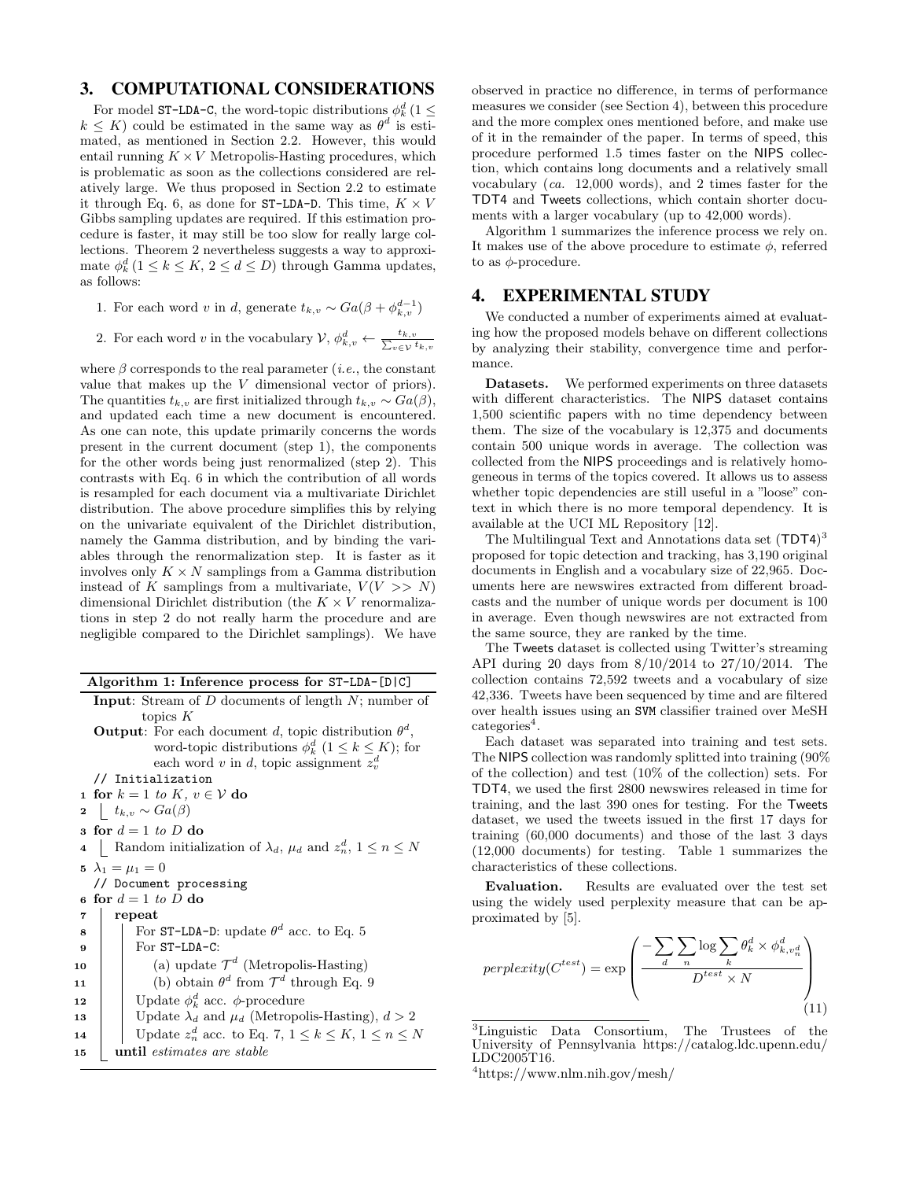## 3. COMPUTATIONAL CONSIDERATIONS

For model ST-LDA-C, the word-topic distributions $\phi_k^d$ $(1 \leq k \leq K)$ could be estimated in the same way as $\theta^d$ is estimated, as mentioned in Section 2.2. However, this would entail running $K \times V$ Metropolis-Hasting procedures, which is problematic as soon as the collections considered are relatively large. We thus proposed in Section 2.2 to estimate it through Eq. 6, as done for ST-LDA-D. This time, $K \times V$ Gibbs sampling updates are required. If this estimation procedure is faster, it may still be too slow for really large collections. Theorem 2 nevertheless suggests a way to approximate $\phi_k^d$ $(1 \leq k \leq K,\ 2 \leq d \leq D)$ through Gamma updates, as follows:

1. For each word $v$ in $d$, generate $t_{k,v} \sim Ga(\beta + \phi_{k,v}^{d-1})$
2. For each word $v$ in the vocabulary $\mathcal{V}$, $\phi_{k,v}^d \leftarrow \frac{t_{k,v}}{\sum_{v \in \mathcal{V}} t_{k,v}}$

where $\beta$ corresponds to the real parameter (*i.e.*, the constant value that makes up the $V$ dimensional vector of priors). The quantities $t_{k,v}$ are first initialized through $t_{k,v} \sim Ga(\beta)$, and updated each time a new document is encountered. As one can note, this update primarily concerns the words present in the current document (step 1), the components for the other words being just renormalized (step 2). This contrasts with Eq. 6 in which the contribution of all words is resampled for each document via a multivariate Dirichlet distribution. The above procedure simplifies this by relying on the univariate equivalent of the Dirichlet distribution, namely the Gamma distribution, and by binding the variables through the renormalization step. It is faster as it involves only $K \times N$ samplings from a Gamma distribution instead of $K$ samplings from a multivariate, $V (V >> N)$ dimensional Dirichlet distribution (the $K \times V$ renormalizations in step 2 do not really harm the procedure and are negligible compared to the Dirichlet samplings). We have observed in practice no difference, in terms of performance measures we consider (see Section 4), between this procedure and the more complex ones mentioned before, and make use of it in the remainder of the paper. In terms of speed, this procedure performed 1.5 times faster on the NIPS collection, which contains long documents and a relatively small vocabulary (*ca.* 12,000 words), and 2 times faster for the TDT4 and Tweets collections, which contain shorter documents with a larger vocabulary (up to 42,000 words).

Algorithm 1 summarizes the inference process we rely on. It makes use of the above procedure to estimate $\phi$, referred to as $\phi$-procedure.

**Algorithm 1: Inference process for ST-LDA-[D|C]**

**Input**: Stream of $D$ documents of length $N$; number of topics $K$

**Output**: For each document $d$, topic distribution $\theta^d$, word-topic distributions $\phi_k^d$ $(1 \leq k \leq K)$; for each word $v$ in $d$, topic assignment $z_v^d$

```
// Initialization
1  for k = 1 to K, v ∈ V do
2  |  t_{k,v} ~ Ga(β)
3  for d = 1 to D do
4  |  Random initialization of λ_d, μ_d and z_n^d, 1 ≤ n ≤ N
5  λ_1 = μ_1 = 0
// Document processing
6  for d = 1 to D do
7  |  repeat
8  |  |  For ST-LDA-D: update θ^d acc. to Eq. 5
9  |  |  For ST-LDA-C:
10 |  |     (a) update T^d (Metropolis-Hasting)
11 |  |     (b) obtain θ^d from T^d through Eq. 9
12 |  |  Update φ_k^d acc. φ-procedure
13 |  |  Update λ_d and μ_d (Metropolis-Hasting), d > 2
14 |  |  Update z_n^d acc. to Eq. 7, 1 ≤ k ≤ K, 1 ≤ n ≤ N
15 |  until estimates are stable
```

## 4. EXPERIMENTAL STUDY

We conducted a number of experiments aimed at evaluating how the proposed models behave on different collections by analyzing their stability, convergence time and performance.

**Datasets.** We performed experiments on three datasets with different characteristics. The NIPS dataset contains 1,500 scientific papers with no time dependency between them. The size of the vocabulary is 12,375 and documents contain 500 unique words in average. The collection was collected from the NIPS proceedings and is relatively homogeneous in terms of the topics covered. It allows us to assess whether topic dependencies are still useful in a "loose" context in which there is no more temporal dependency. It is available at the UCI ML Repository [12].

The Multilingual Text and Annotations data set (TDT4)[3] proposed for topic detection and tracking, has 3,190 original documents in English and a vocabulary size of 22,965. Documents here are newswires extracted from different broadcasts and the number of unique words per document is 100 in average. Even though newswires are not extracted from the same source, they are ranked by the time.

The Tweets dataset is collected using Twitter's streaming API during 20 days from 8/10/2014 to 27/10/2014. The collection contains 72,592 tweets and a vocabulary of size 42,336. Tweets have been sequenced by time and are filtered over health issues using an SVM classifier trained over MeSH categories[4].

Each dataset was separated into training and test sets. The NIPS collection was randomly splitted into training (90% of the collection) and test (10% of the collection) sets. For TDT4, we used the first 2800 newswires released in time for training, and the last 390 ones for testing. For the Tweets dataset, we used the tweets issued in the first 17 days for training (60,000 documents) and those of the last 3 days (12,000 documents) for testing. Table 1 summarizes the characteristics of these collections.

**Evaluation.** Results are evaluated over the test set using the widely used perplexity measure that can be approximated by [5].

$$perplexity(C^{test}) = \exp\left(\frac{-\sum_d \sum_n \log \sum_k \theta_k^d \times \phi_{k,v_n^d}^d}{D^{test} \times N}\right) \quad (11)$$

[3] Linguistic Data Consortium, The Trustees of the University of Pennsylvania https://catalog.ldc.upenn.edu/LDC2005T16.

[4] https://www.nlm.nih.gov/mesh/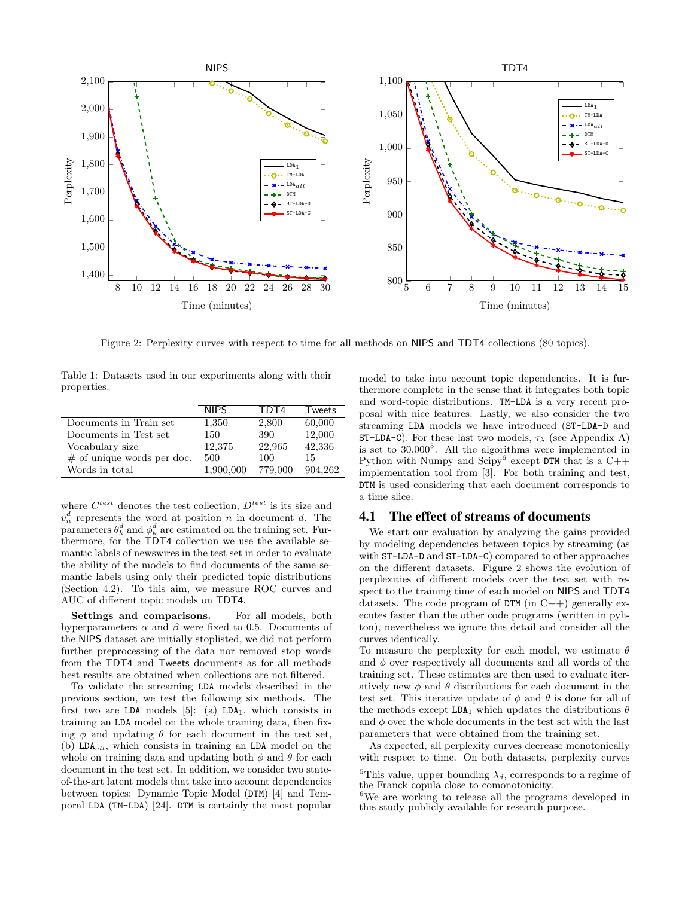Figure 2: Perplexity curves with respect to time for all methods on NIPS and TDT4 collections (80 topics).

Table 1: Datasets used in our experiments along with their properties.

| | NIPS | TDT4 | Tweets |
|---|---|---|---|
| Documents in Train set | 1,350 | 2,800 | 60,000 |
| Documents in Test set | 150 | 390 | 12,000 |
| Vocabulary size | 12,375 | 22,965 | 42,336 |
| # of unique words per doc. | 500 | 100 | 15 |
| Words in total | 1,900,000 | 779,000 | 904,262 |

where $C^{test}$ denotes the test collection, $D^{test}$ is its size and $v_n^d$ represents the word at position $n$ in document $d$. The parameters $\theta_k^d$ and $\phi_k^d$ are estimated on the training set. Furthermore, for the TDT4 collection we use the available semantic labels of newswires in the test set in order to evaluate the ability of the models to find documents of the same semantic labels using only their predicted topic distributions (Section 4.2). To this aim, we measure ROC curves and AUC of different topic models on TDT4.

**Settings and comparisons.** For all models, both hyperparameters $\alpha$ and $\beta$ were fixed to 0.5. Documents of the NIPS dataset are initially stoplisted, we did not perform further preprocessing of the data nor removed stop words from the TDT4 and Tweets documents as for all methods best results are obtained when collections are not filtered.

To validate the streaming LDA models described in the previous section, we test the following six methods. The first two are LDA models [5]: (a) $\texttt{LDA}_1$, which consists in training an LDA model on the whole training data, then fixing $\phi$ and updating $\theta$ for each document in the test set, (b) $\texttt{LDA}_{all}$, which consists in training an LDA model on the whole on training data and updating both $\phi$ and $\theta$ for each document in the test set. In addition, we consider two state-of-the-art latent models that take into account dependencies between topics: Dynamic Topic Model (DTM) [4] and Temporal LDA (TM-LDA) [24]. DTM is certainly the most popular model to take into account topic dependencies. It is furthermore complete in the sense that it integrates both topic and word-topic distributions. TM-LDA is a very recent proposal with nice features. Lastly, we also consider the two streaming LDA models we have introduced (ST-LDA-D and ST-LDA-C). For these last two models, $\tau_\lambda$ (see Appendix A) is set to 30,000[5]. All the algorithms were implemented in Python with Numpy and Scipy[6] except DTM that is a C++ implementation tool from [3]. For both training and test, DTM is used considering that each document corresponds to a time slice.

## 4.1 The effect of streams of documents

We start our evaluation by analyzing the gains provided by modeling dependencies between topics by streaming (as with ST-LDA-D and ST-LDA-C) compared to other approaches on the different datasets. Figure 2 shows the evolution of perplexities of different models over the test set with respect to the training time of each model on NIPS and TDT4 datasets. The code program of DTM (in C++) generally executes faster than the other code programs (written in pyhton), nevertheless we ignore this detail and consider all the curves identically.

To measure the perplexity for each model, we estimate $\theta$ and $\phi$ over respectively all documents and all words of the training set. These estimates are then used to evaluate iteratively new $\phi$ and $\theta$ distributions for each document in the test set. This iterative update of $\phi$ and $\theta$ is done for all of the methods except $\texttt{LDA}_1$ which updates the distributions $\theta$ and $\phi$ over the whole documents in the test set with the last parameters that were obtained from the training set.

As expected, all perplexity curves decrease monotonically with respect to time. On both datasets, perplexity curves

[5] This value, upper bounding $\lambda_d$, corresponds to a regime of the Franck copula close to comonotonicity.

[6] We are working to release all the programs developed in this study publicly available for research purpose.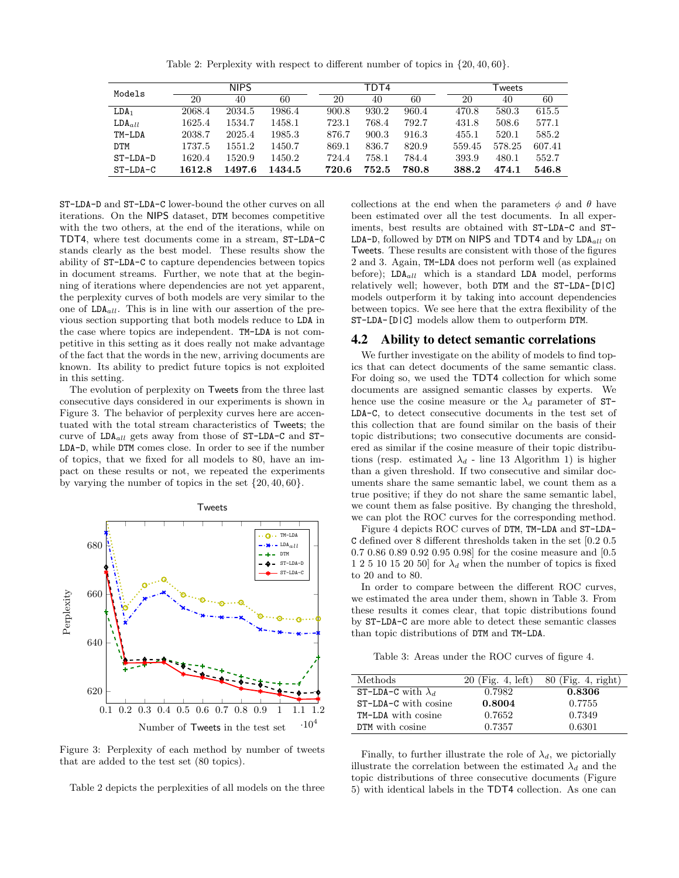Table 2: Perplexity with respect to different number of topics in $\{20, 40, 60\}$.

| Models | NIPS | | | TDT4 | | | Tweets | | |
|---|---|---|---|---|---|---|---|---|---|
| | 20 | 40 | 60 | 20 | 40 | 60 | 20 | 40 | 60 |
| LDA$_1$ | 2068.4 | 2034.5 | 1986.4 | 900.8 | 930.2 | 960.4 | 470.8 | 580.3 | 615.5 |
| LDA$_{all}$ | 1625.4 | 1534.7 | 1458.1 | 723.1 | 768.4 | 792.7 | 431.8 | 508.6 | 577.1 |
| TM-LDA | 2038.7 | 2025.4 | 1985.3 | 876.7 | 900.3 | 916.3 | 455.1 | 520.1 | 585.2 |
| DTM | 1737.5 | 1551.2 | 1450.7 | 869.1 | 836.7 | 820.9 | 559.45 | 578.25 | 607.41 |
| ST-LDA-D | 1620.4 | 1520.9 | 1450.2 | 724.4 | 758.1 | 784.4 | 393.9 | 480.1 | 552.7 |
| ST-LDA-C | **1612.8** | **1497.6** | **1434.5** | **720.6** | **752.5** | **780.8** | **388.2** | **474.1** | **546.8** |

ST-LDA-D and ST-LDA-C lower-bound the other curves on all iterations. On the NIPS dataset, DTM becomes competitive with the two others, at the end of the iterations, while on TDT4, where test documents come in a stream, ST-LDA-C stands clearly as the best model. These results show the ability of ST-LDA-C to capture dependencies between topics in document streams. Further, we note that at the beginning of iterations where dependencies are not yet apparent, the perplexity curves of both models are very similar to the one of LDA$_{all}$. This is in line with our assertion of the previous section supporting that both models reduce to LDA in the case where topics are independent. TM-LDA is not competitive in this setting as it does really not make advantage of the fact that the words in the new, arriving documents are known. Its ability to predict future topics is not exploited in this setting.

The evolution of perplexity on Tweets from the three last consecutive days considered in our experiments is shown in Figure 3. The behavior of perplexity curves here are accentuated with the total stream characteristics of Tweets; the curve of LDA$_{all}$ gets away from those of ST-LDA-C and ST-LDA-D, while DTM comes close. In order to see if the number of topics, that we fixed for all models to 80, have an impact on these results or not, we repeated the experiments by varying the number of topics in the set $\{20, 40, 60\}$.

Figure 3: Perplexity of each method by number of tweets that are added to the test set (80 topics).

Table 2 depicts the perplexities of all models on the three collections at the end when the parameters $\phi$ and $\theta$ have been estimated over all the test documents. In all experiments, best results are obtained with ST-LDA-C and ST-LDA-D, followed by DTM on NIPS and TDT4 and by LDA$_{all}$ on Tweets. These results are consistent with those of the figures 2 and 3. Again, TM-LDA does not perform well (as explained before); LDA$_{all}$ which is a standard LDA model, performs relatively well; however, both DTM and the ST-LDA-[D|C] models outperform it by taking into account dependencies between topics. We see here that the extra flexibility of the ST-LDA-[D|C] models allow them to outperform DTM.

## 4.2 Ability to detect semantic correlations

We further investigate on the ability of models to find topics that can detect documents of the same semantic class. For doing so, we used the TDT4 collection for which some documents are assigned semantic classes by experts. We hence use the cosine measure or the $\lambda_d$ parameter of ST-LDA-C, to detect consecutive documents in the test set of this collection that are found similar on the basis of their topic distributions; two consecutive documents are considered as similar if the cosine measure of their topic distributions (resp. estimated $\lambda_d$ - line 13 Algorithm 1) is higher than a given threshold. If two consecutive and similar documents share the same semantic label, we count them as a true positive; if they do not share the same semantic label, we count them as false positive. By changing the threshold, we can plot the ROC curves for the corresponding method.

Figure 4 depicts ROC curves of DTM, TM-LDA and ST-LDA-C defined over 8 different thresholds taken in the set [0.2 0.5 0.7 0.86 0.89 0.92 0.95 0.98] for the cosine measure and [0.5 1 2 5 10 15 20 50] for $\lambda_d$ when the number of topics is fixed to 20 and to 80.

In order to compare between the different ROC curves, we estimated the area under them, shown in Table 3. From these results it comes clear, that topic distributions found by ST-LDA-C are more able to detect these semantic classes than topic distributions of DTM and TM-LDA.

Table 3: Areas under the ROC curves of figure 4.

| Methods | 20 (Fig. 4, left) | 80 (Fig. 4, right) |
|---|---|---|
| ST-LDA-C with $\lambda_d$ | 0.7982 | **0.8306** |
| ST-LDA-C with cosine | **0.8004** | 0.7755 |
| TM-LDA with cosine | 0.7652 | 0.7349 |
| DTM with cosine | 0.7357 | 0.6301 |

Finally, to further illustrate the role of $\lambda_d$, we pictorially illustrate the correlation between the estimated $\lambda_d$ and the topic distributions of three consecutive documents (Figure 5) with identical labels in the TDT4 collection. As one can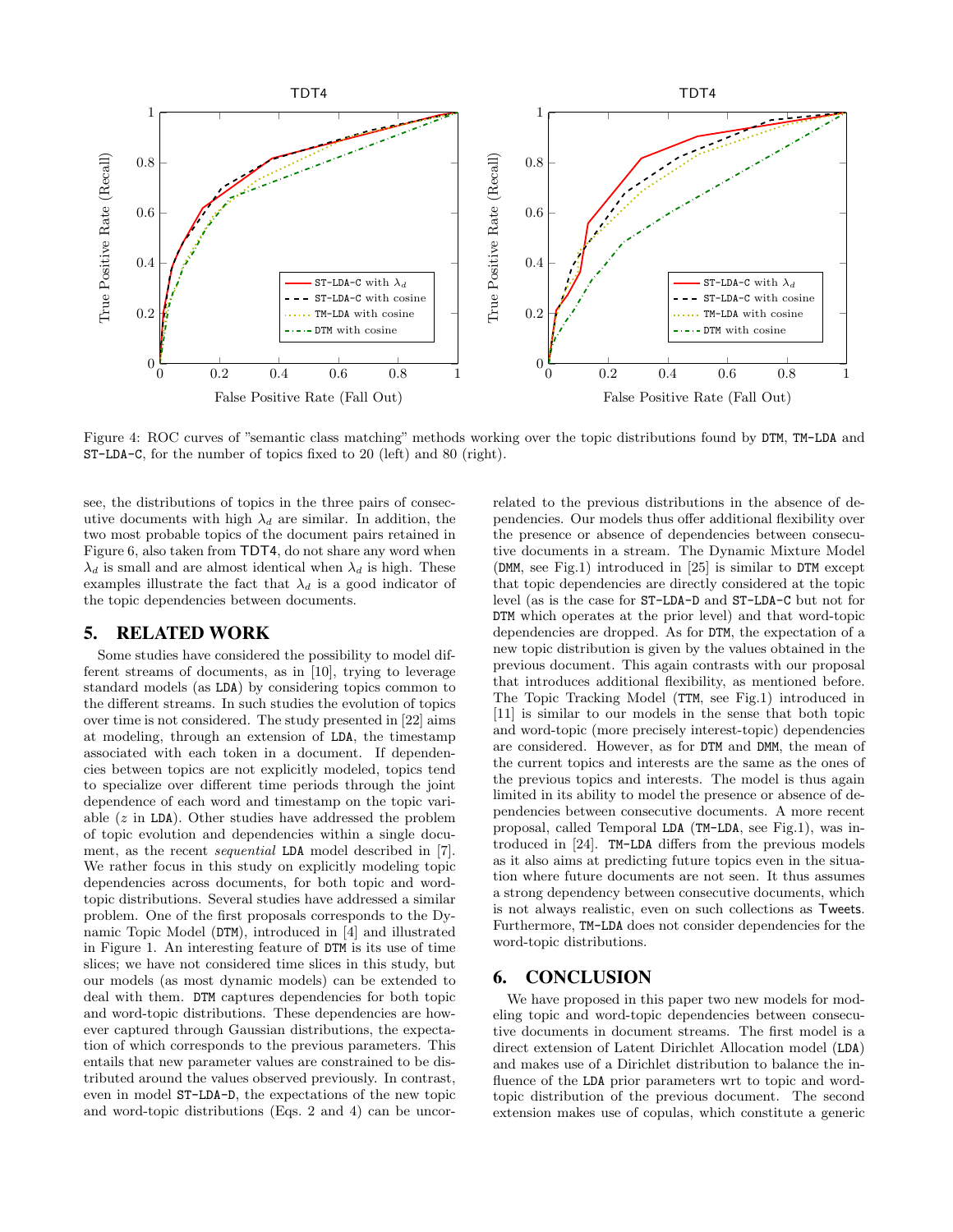Figure 4: ROC curves of "semantic class matching" methods working over the topic distributions found by DTM, TM-LDA and ST-LDA-C, for the number of topics fixed to 20 (left) and 80 (right).

see, the distributions of topics in the three pairs of consecutive documents with high $\lambda_d$ are similar. In addition, the two most probable topics of the document pairs retained in Figure 6, also taken from TDT4, do not share any word when $\lambda_d$ is small and are almost identical when $\lambda_d$ is high. These examples illustrate the fact that $\lambda_d$ is a good indicator of the topic dependencies between documents.

## 5. RELATED WORK

Some studies have considered the possibility to model different streams of documents, as in [10], trying to leverage standard models (as LDA) by considering topics common to the different streams. In such studies the evolution of topics over time is not considered. The study presented in [22] aims at modeling, through an extension of LDA, the timestamp associated with each token in a document. If dependencies between topics are not explicitly modeled, topics tend to specialize over different time periods through the joint dependence of each word and timestamp on the topic variable ($z$ in LDA). Other studies have addressed the problem of topic evolution and dependencies within a single document, as the recent *sequential* LDA model described in [7]. We rather focus in this study on explicitly modeling topic dependencies across documents, for both topic and word-topic distributions. Several studies have addressed a similar problem. One of the first proposals corresponds to the Dynamic Topic Model (DTM), introduced in [4] and illustrated in Figure 1. An interesting feature of DTM is its use of time slices; we have not considered time slices in this study, but our models (as most dynamic models) can be extended to deal with them. DTM captures dependencies for both topic and word-topic distributions. These dependencies are however captured through Gaussian distributions, the expectation of which corresponds to the previous parameters. This entails that new parameter values are constrained to be distributed around the values observed previously. In contrast, even in model ST-LDA-D, the expectations of the new topic and word-topic distributions (Eqs. 2 and 4) can be uncorrelated to the previous distributions in the absence of dependencies. Our models thus offer additional flexibility over the presence or absence of dependencies between consecutive documents in a stream. The Dynamic Mixture Model (DMM, see Fig.1) introduced in [25] is similar to DTM except that topic dependencies are directly considered at the topic level (as is the case for ST-LDA-D and ST-LDA-C but not for DTM which operates at the prior level) and that word-topic dependencies are dropped. As for DTM, the expectation of a new topic distribution is given by the values obtained in the previous document. This again contrasts with our proposal that introduces additional flexibility, as mentioned before. The Topic Tracking Model (TTM, see Fig.1) introduced in [11] is similar to our models in the sense that both topic and word-topic (more precisely interest-topic) dependencies are considered. However, as for DTM and DMM, the mean of the current topics and interests are the same as the ones of the previous topics and interests. The model is thus again limited in its ability to model the presence or absence of dependencies between consecutive documents. A more recent proposal, called Temporal LDA (TM-LDA, see Fig.1), was introduced in [24]. TM-LDA differs from the previous models as it also aims at predicting future topics even in the situation where future documents are not seen. It thus assumes a strong dependency between consecutive documents, which is not always realistic, even on such collections as Tweets. Furthermore, TM-LDA does not consider dependencies for the word-topic distributions.

## 6. CONCLUSION

We have proposed in this paper two new models for modeling topic and word-topic dependencies between consecutive documents in document streams. The first model is a direct extension of Latent Dirichlet Allocation model (LDA) and makes use of a Dirichlet distribution to balance the influence of the LDA prior parameters wrt to topic and word-topic distribution of the previous document. The second extension makes use of copulas, which constitute a generic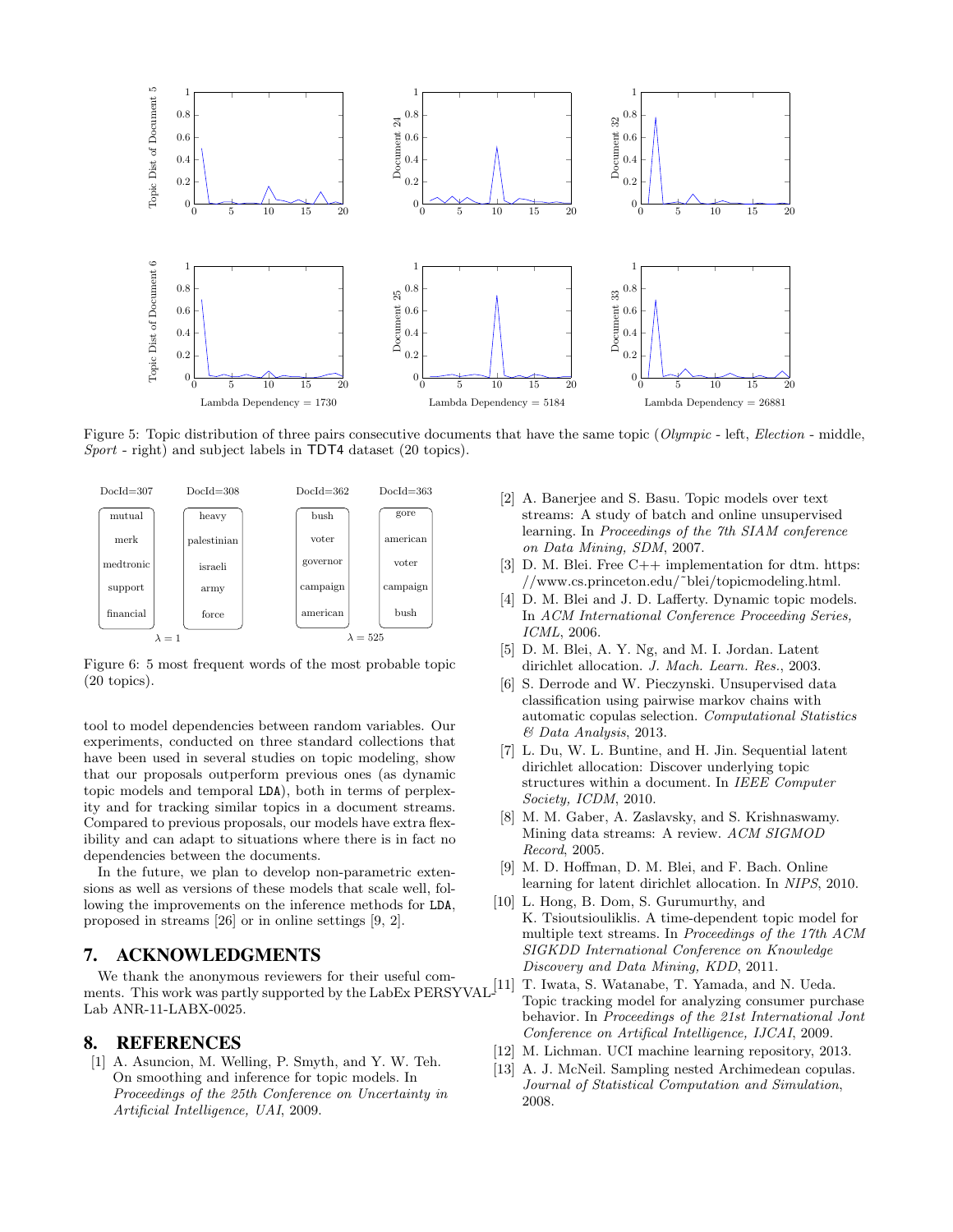Figure 5: Topic distribution of three pairs consecutive documents that have the same topic (*Olympic* - left, *Election* - middle, *Sport* - right) and subject labels in TDT4 dataset (20 topics).

| DocId=307 | DocId=308 | DocId=362 | DocId=363 |
|---|---|---|---|
| mutual | heavy | bush | gore |
| merk | palestinian | voter | american |
| medtronic | israeli | governor | voter |
| support | army | campaign | campaign |
| financial | force | american | bush |
| $\lambda = 1$ | | $\lambda = 525$ | |

Figure 6: 5 most frequent words of the most probable topic (20 topics).

tool to model dependencies between random variables. Our experiments, conducted on three standard collections that have been used in several studies on topic modeling, show that our proposals outperform previous ones (as dynamic topic models and temporal LDA), both in terms of perplexity and for tracking similar topics in a document streams. Compared to previous proposals, our models have extra flexibility and can adapt to situations where there is in fact no dependencies between the documents.

In the future, we plan to develop non-parametric extensions as well as versions of these models that scale well, following the improvements on the inference methods for LDA, proposed in streams [26] or in online settings [9, 2].

## 7. ACKNOWLEDGMENTS

We thank the anonymous reviewers for their useful comments. This work was partly supported by the LabEx PERSYVAL-Lab ANR-11-LABX-0025.

## 8. REFERENCES

[1] A. Asuncion, M. Welling, P. Smyth, and Y. W. Teh. On smoothing and inference for topic models. In *Proceedings of the 25th Conference on Uncertainty in Artificial Intelligence, UAI*, 2009.

[2] A. Banerjee and S. Basu. Topic models over text streams: A study of batch and online unsupervised learning. In *Proceedings of the 7th SIAM conference on Data Mining, SDM*, 2007.

[3] D. M. Blei. Free C++ implementation for dtm. https://www.cs.princeton.edu/~blei/topicmodeling.html.

[4] D. M. Blei and J. D. Lafferty. Dynamic topic models. In *ACM International Conference Proceeding Series, ICML*, 2006.

[5] D. M. Blei, A. Y. Ng, and M. I. Jordan. Latent dirichlet allocation. *J. Mach. Learn. Res.*, 2003.

[6] S. Derrode and W. Pieczynski. Unsupervised data classification using pairwise markov chains with automatic copulas selection. *Computational Statistics & Data Analysis*, 2013.

[7] L. Du, W. L. Buntine, and H. Jin. Sequential latent dirichlet allocation: Discover underlying topic structures within a document. In *IEEE Computer Society, ICDM*, 2010.

[8] M. M. Gaber, A. Zaslavsky, and S. Krishnaswamy. Mining data streams: A review. *ACM SIGMOD Record*, 2005.

[9] M. D. Hoffman, D. M. Blei, and F. Bach. Online learning for latent dirichlet allocation. In *NIPS*, 2010.

[10] L. Hong, B. Dom, S. Gurumurthy, and K. Tsioutsiouliklis. A time-dependent topic model for multiple text streams. In *Proceedings of the 17th ACM SIGKDD International Conference on Knowledge Discovery and Data Mining, KDD*, 2011.

[11] T. Iwata, S. Watanabe, T. Yamada, and N. Ueda. Topic tracking model for analyzing consumer purchase behavior. In *Proceedings of the 21st International Jont Conference on Artifical Intelligence, IJCAI*, 2009.

[12] M. Lichman. UCI machine learning repository, 2013.

[13] A. J. McNeil. Sampling nested Archimedean copulas. *Journal of Statistical Computation and Simulation*, 2008.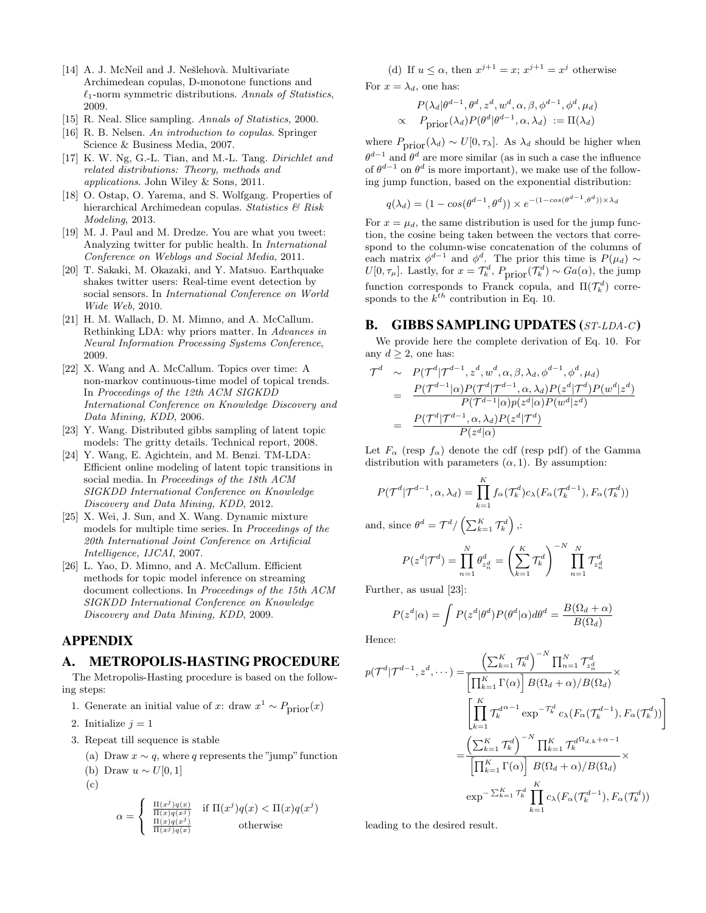[14] A. J. McNeil and J. Nešlehovà. Multivariate Archimedean copulas, D-monotone functions and $\ell_1$-norm symmetric distributions. *Annals of Statistics*, 2009.

[15] R. Neal. Slice sampling. *Annals of Statistics*, 2000.

[16] R. B. Nelsen. *An introduction to copulas*. Springer Science & Business Media, 2007.

[17] K. W. Ng, G.-L. Tian, and M.-L. Tang. *Dirichlet and related distributions: Theory, methods and applications*. John Wiley & Sons, 2011.

[18] O. Ostap, O. Yarema, and S. Wolfgang. Properties of hierarchical Archimedean copulas. *Statistics & Risk Modeling*, 2013.

[19] M. J. Paul and M. Dredze. You are what you tweet: Analyzing twitter for public health. In *International Conference on Weblogs and Social Media*, 2011.

[20] T. Sakaki, M. Okazaki, and Y. Matsuo. Earthquake shakes twitter users: Real-time event detection by social sensors. In *International Conference on World Wide Web*, 2010.

[21] H. M. Wallach, D. M. Mimno, and A. McCallum. Rethinking LDA: why priors matter. In *Advances in Neural Information Processing Systems Conference*, 2009.

[22] X. Wang and A. McCallum. Topics over time: A non-markov continuous-time model of topical trends. In *Proceedings of the 12th ACM SIGKDD International Conference on Knowledge Discovery and Data Mining, KDD*, 2006.

[23] Y. Wang. Distributed gibbs sampling of latent topic models: The gritty details. Technical report, 2008.

[24] Y. Wang, E. Agichtein, and M. Benzi. TM-LDA: Efficient online modeling of latent topic transitions in social media. In *Proceedings of the 18th ACM SIGKDD International Conference on Knowledge Discovery and Data Mining, KDD*, 2012.

[25] X. Wei, J. Sun, and X. Wang. Dynamic mixture models for multiple time series. In *Proceedings of the 20th International Joint Conference on Artificial Intelligence, IJCAI*, 2007.

[26] L. Yao, D. Mimno, and A. McCallum. Efficient methods for topic model inference on streaming document collections. In *Proceedings of the 15th ACM SIGKDD International Conference on Knowledge Discovery and Data Mining, KDD*, 2009.

# APPENDIX

## A. METROPOLIS-HASTING PROCEDURE

The Metropolis-Hasting procedure is based on the following steps:

1. Generate an initial value of $x$: draw $x^1 \sim P_{\text{prior}}(x)$
2. Initialize $j = 1$
3. Repeat till sequence is stable
   (a) Draw $x \sim q$, where $q$ represents the "jump" function
   (b) Draw $u \sim U[0, 1]$
   (c)
   $$\alpha = \begin{cases} \frac{\Pi(x^j)q(x)}{\Pi(x)q(x^j)} & \text{if } \Pi(x^j)q(x) < \Pi(x)q(x^j) \\ \frac{\Pi(x)q(x^j)}{\Pi(x^j)q(x)} & \text{otherwise} \end{cases}$$
   (d) If $u \leq \alpha$, then $x^{j+1} = x$; $x^{j+1} = x^j$ otherwise

For $x = \lambda_d$, one has:

$$\begin{aligned} & P(\lambda_d|\theta^{d-1}, \theta^d, z^d, w^d, \alpha, \beta, \phi^{d-1}, \phi^d, \mu_d) \\ \propto \quad & P_{\text{prior}}(\lambda_d)P(\theta^d|\theta^{d-1}, \alpha, \lambda_d) \ := \Pi(\lambda_d) \end{aligned}$$

where $P_{\text{prior}}(\lambda_d) \sim U[0, \tau_\lambda]$. As $\lambda_d$ should be higher when $\theta^{d-1}$ and $\theta^d$ are more similar (as in such a case the influence of $\theta^{d-1}$ on $\theta^d$ is more important), we make use of the following jump function, based on the exponential distribution:

$$q(\lambda_d) = (1 - cos(\theta^{d-1}, \theta^d)) \times e^{-(1-cos(\theta^{d-1}, \theta^d)) \times \lambda_d}$$

For $x = \mu_d$, the same distribution is used for the jump function, the cosine being taken between the vectors that correspond to the column-wise concatenation of the columns of each matrix $\phi^{d-1}$ and $\phi^d$. The prior this time is $P(\mu_d) \sim U[0, \tau_\mu]$. Lastly, for $x = \mathcal{T}_k^d$, $P_{\text{prior}}(\mathcal{T}_k^d) \sim Ga(\alpha)$, the jump function corresponds to Franck copula, and $\Pi(\mathcal{T}_k^d)$ corresponds to the $k^{th}$ contribution in Eq. 10.

## B. GIBBS SAMPLING UPDATES (*ST-LDA-C*)

We provide here the complete derivation of Eq. 10. For any $d \geq 2$, one has:

$$\begin{aligned} \mathcal{T}^d \quad & \sim \quad P(\mathcal{T}^d|\mathcal{T}^{d-1}, z^d, w^d, \alpha, \beta, \lambda_d, \phi^{d-1}, \phi^d, \mu_d) \\ & = \quad \frac{P(\mathcal{T}^{d-1}|\alpha)P(\mathcal{T}^d|\mathcal{T}^{d-1}, \alpha, \lambda_d)P(z^d|\mathcal{T}^d)P(w^d|z^d)}{P(\mathcal{T}^{d-1}|\alpha)p(z^d|\alpha)P(w^d|z^d)} \\ & = \quad \frac{P(\mathcal{T}^d|\mathcal{T}^{d-1}, \alpha, \lambda_d)P(z^d|\mathcal{T}^d)}{P(z^d|\alpha)} \end{aligned}$$

Let $F_\alpha$ (resp $f_\alpha$) denote the cdf (resp pdf) of the Gamma distribution with parameters $(\alpha, 1)$. By assumption:

$$P(\mathcal{T}^d|\mathcal{T}^{d-1}, \alpha, \lambda_d) = \prod_{k=1}^{K} f_\alpha(\mathcal{T}_k^d) c_\lambda(F_\alpha(\mathcal{T}_k^{d-1}), F_\alpha(\mathcal{T}_k^d))$$

and, since $\theta^d = \mathcal{T}^d / \left(\sum_{k=1}^K \mathcal{T}_k^d\right)$,:

$$P(z^d|\mathcal{T}^d) = \prod_{n=1}^{N} \theta_{z_n^d}^d = \left(\sum_{k=1}^{K} \mathcal{T}_k^d\right)^{-N} \prod_{n=1}^{N} \mathcal{T}_{z_n^d}^d$$

Further, as usual [23]:

$$P(z^d|\alpha) = \int P(z^d|\theta^d)P(\theta^d|\alpha)d\theta^d = \frac{B(\Omega_d + \alpha)}{B(\Omega_d)}$$

Hence:

$$\begin{aligned} p(\mathcal{T}^d|\mathcal{T}^{d-1}, z^d, \cdots) = & \frac{\left(\sum_{k=1}^K \mathcal{T}_k^d\right)^{-N} \prod_{n=1}^N \mathcal{T}_{z_n^d}^d}{\left[\prod_{k=1}^K \Gamma(\alpha)\right] B(\Omega_d + \alpha)/B(\Omega_d)} \times \\ & \left[\prod_{k=1}^{K} \mathcal{T}_k^{d\,\alpha-1} \exp^{-\mathcal{T}_k^d} c_\lambda(F_\alpha(\mathcal{T}_k^{d-1}), F_\alpha(\mathcal{T}_k^d))\right] \\ = & \frac{\left(\sum_{k=1}^K \mathcal{T}_k^d\right)^{-N} \prod_{k=1}^K \mathcal{T}_k^{d\,\Omega_{d,k}+\alpha-1}}{\left[\prod_{k=1}^K \Gamma(\alpha)\right] \ B(\Omega_d + \alpha)/B(\Omega_d)} \times \\ & \exp^{-\sum_{k=1}^K \mathcal{T}_k^d} \prod_{k=1}^{K} c_\lambda(F_\alpha(\mathcal{T}_k^{d-1}), F_\alpha(\mathcal{T}_k^d)) \end{aligned}$$

leading to the desired result.